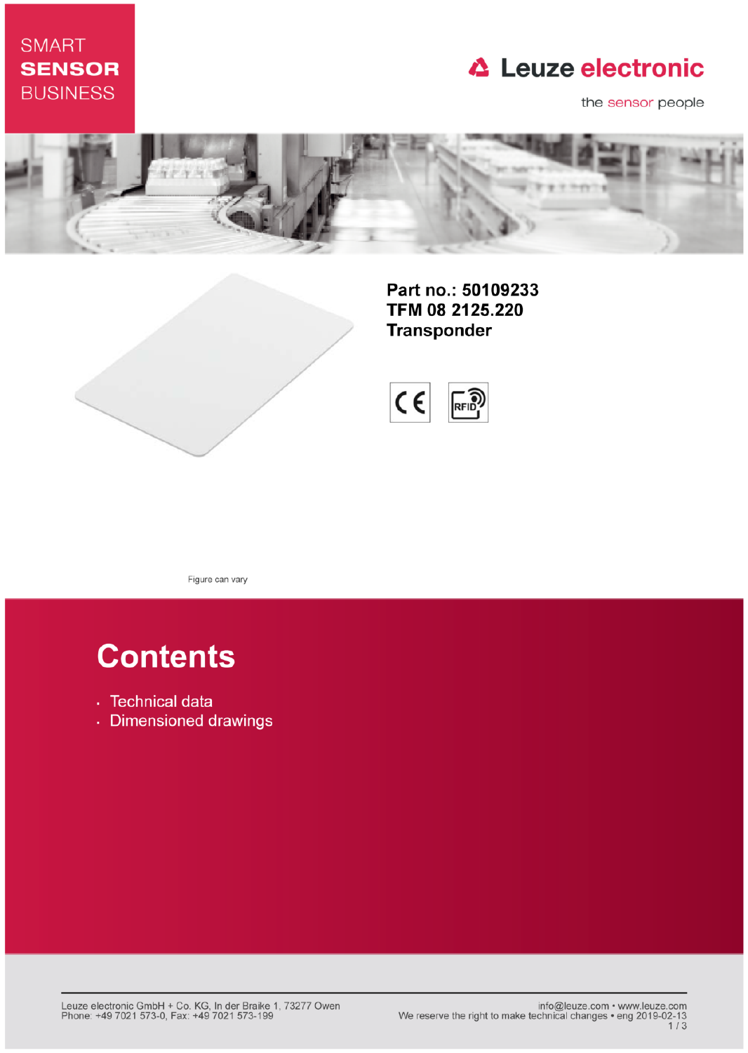SMART
**SENSOR**
BUSINESS

Leuze electronic

the sensor people

**Part no.: 50109233**
**TFM 08 2125.220**
**Transponder**

Figure can vary

# Contents

- Technical data
- Dimensioned drawings

Leuze electronic GmbH + Co. KG, In der Braike 1, 73277 Owen
Phone: +49 7021 573-0, Fax: +49 7021 573-199

info@leuze.com • www.leuze.com
We reserve the right to make technical changes • eng 2019-02-13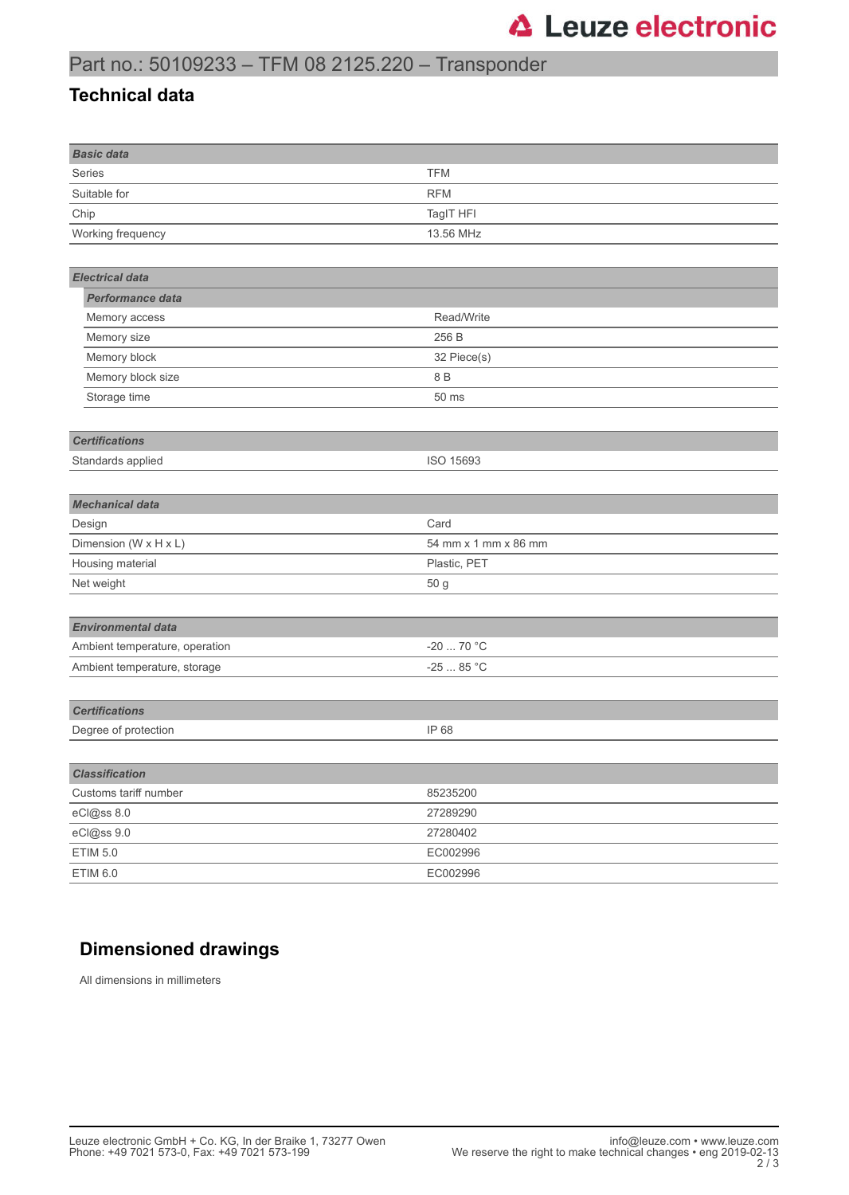# Part no.: 50109233 – TFM 08 2125.220 – Transponder

## Technical data

| ***Basic data*** | |
|---|---|
| Series | TFM |
| Suitable for | RFM |
| Chip | TagIT HFI |
| Working frequency | 13.56 MHz |

| ***Electrical data*** | |
|---|---|
| ***Performance data*** | |
| Memory access | Read/Write |
| Memory size | 256 B |
| Memory block | 32 Piece(s) |
| Memory block size | 8 B |
| Storage time | 50 ms |

| ***Certifications*** | |
|---|---|
| Standards applied | ISO 15693 |

| ***Mechanical data*** | |
|---|---|
| Design | Card |
| Dimension (W x H x L) | 54 mm x 1 mm x 86 mm |
| Housing material | Plastic, PET |
| Net weight | 50 g |

| ***Environmental data*** | |
|---|---|
| Ambient temperature, operation | -20 ... 70 °C |
| Ambient temperature, storage | -25 ... 85 °C |

| ***Certifications*** | |
|---|---|
| Degree of protection | IP 68 |

| ***Classification*** | |
|---|---|
| Customs tariff number | 85235200 |
| eCl@ss 8.0 | 27289290 |
| eCl@ss 9.0 | 27280402 |
| ETIM 5.0 | EC002996 |
| ETIM 6.0 | EC002996 |

## Dimensioned drawings

All dimensions in millimeters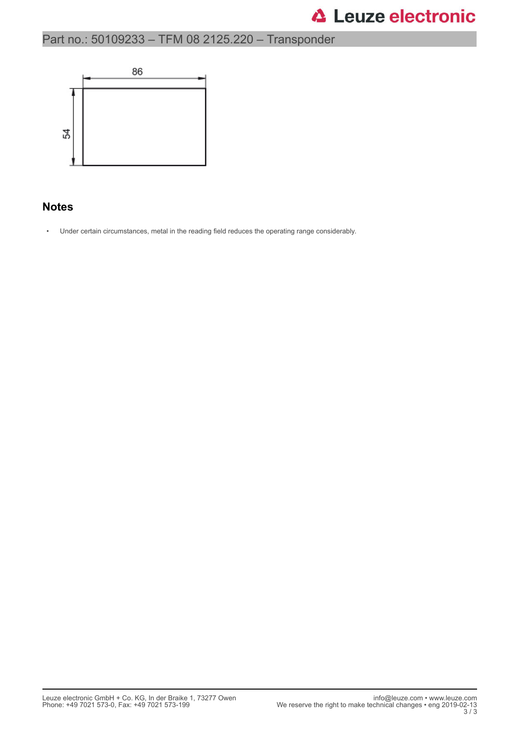# Part no.: 50109233 – TFM 08 2125.220 – Transponder

86

54

## Notes

- Under certain circumstances, metal in the reading field reduces the operating range considerably.